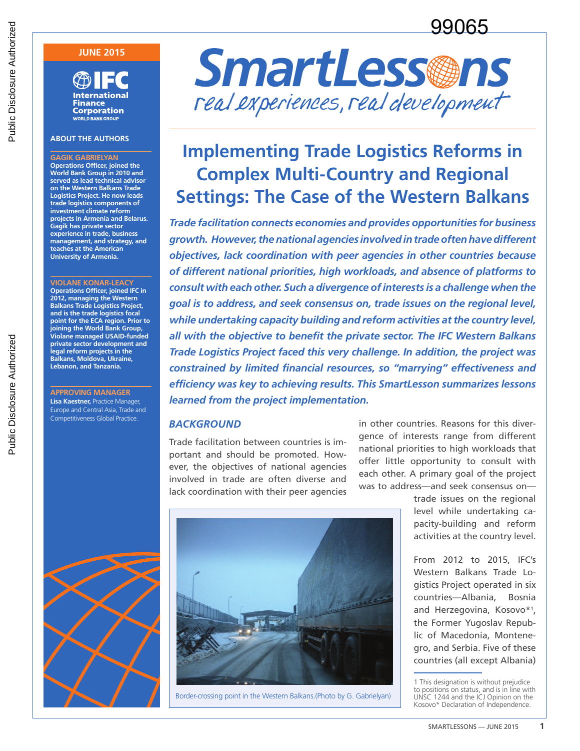99065

JUNE 2015

IFC International Finance Corporation WORLD BANK GROUP

# SmartLessons

*real experiences, real development*

## Implementing Trade Logistics Reforms in Complex Multi-Country and Regional Settings: The Case of the Western Balkans

*Trade facilitation connects economies and provides opportunities for business growth. However, the national agencies involved in trade often have different objectives, lack coordination with peer agencies in other countries because of different national priorities, high workloads, and absence of platforms to consult with each other. Such a divergence of interests is a challenge when the goal is to address, and seek consensus on, trade issues on the regional level, while undertaking capacity building and reform activities at the country level, all with the objective to benefit the private sector. The IFC Western Balkans Trade Logistics Project faced this very challenge. In addition, the project was constrained by limited financial resources, so "marrying" effectiveness and efficiency was key to achieving results. This SmartLesson summarizes lessons learned from the project implementation.*

### ABOUT THE AUTHORS

**GAGIK GABRIELYAN**
**Operations Officer, joined the World Bank Group in 2010 and served as lead technical advisor on the Western Balkans Trade Logistics Project. He now leads trade logistics components of investment climate reform projects in Armenia and Belarus. Gagik has private sector experience in trade, business management, and strategy, and teaches at the American University of Armenia.**

**VIOLANE KONAR-LEACY**
**Operations Officer, joined IFC in 2012, managing the Western Balkans Trade Logistics Project, and is the trade logistics focal point for the ECA region. Prior to joining the World Bank Group, Violane managed USAID-funded private sector development and legal reform projects in the Balkans, Moldova, Ukraine, Lebanon, and Tanzania.**

**APPROVING MANAGER**
**Lisa Kaestner,** Practice Manager, Europe and Central Asia, Trade and Competitiveness Global Practice.

### *BACKGROUND*

Trade facilitation between countries is important and should be promoted. However, the objectives of national agencies involved in trade are often diverse and lack coordination with their peer agencies in other countries. Reasons for this divergence of interests range from different national priorities to high workloads that offer little opportunity to consult with each other. A primary goal of the project was to address—and seek consensus on—trade issues on the regional level while undertaking capacity-building and reform activities at the country level.

Border-crossing point in the Western Balkans.(Photo by G. Gabrielyan)

From 2012 to 2015, IFC's Western Balkans Trade Logistics Project operated in six countries—Albania, Bosnia and Herzegovina, Kosovo*[1], the Former Yugoslav Republic of Macedonia, Montenegro, and Serbia. Five of these countries (all except Albania)

1 This designation is without prejudice to positions on status, and is in line with UNSC 1244 and the ICJ Opinion on the Kosovo* Declaration of Independence.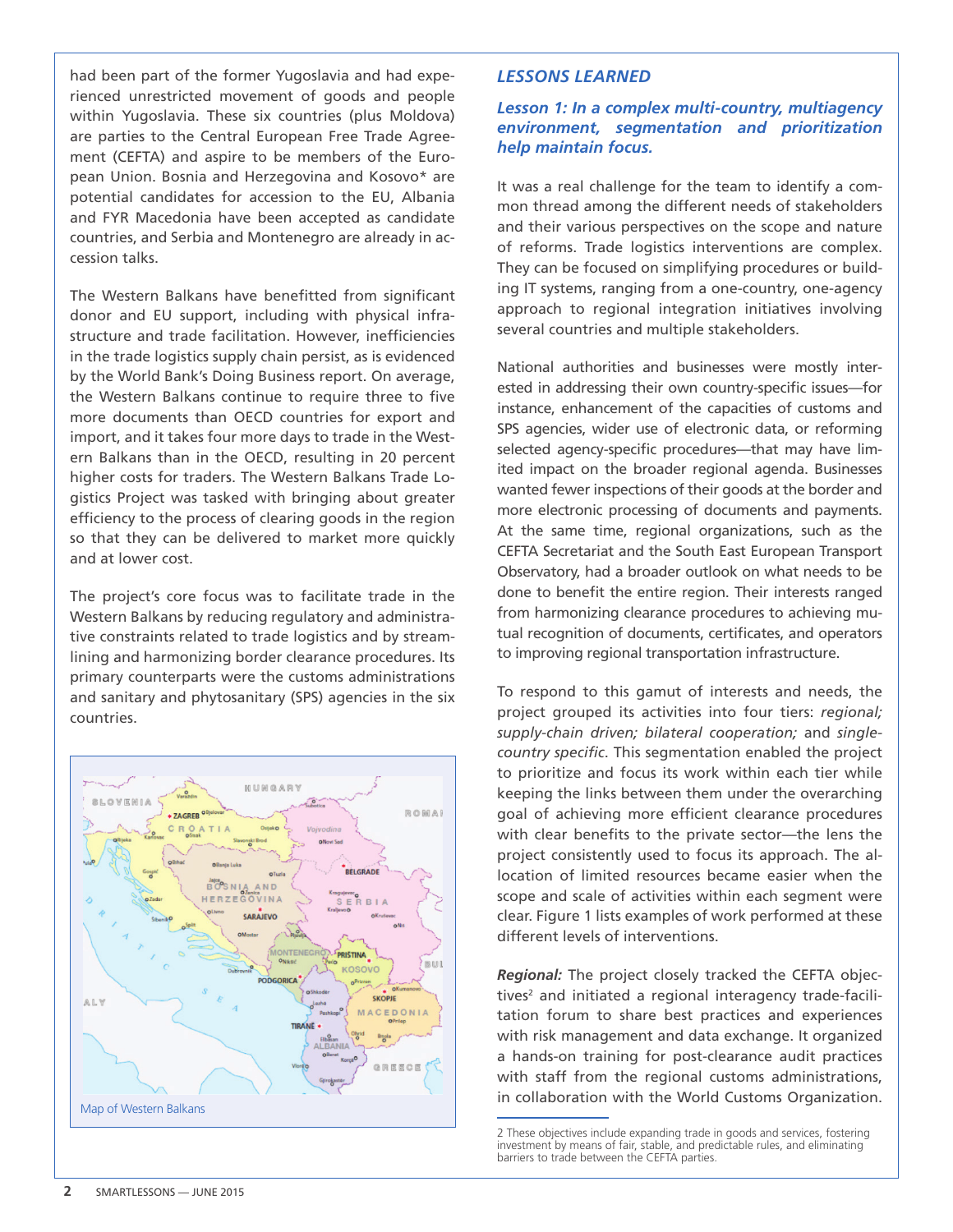had been part of the former Yugoslavia and had experienced unrestricted movement of goods and people within Yugoslavia. These six countries (plus Moldova) are parties to the Central European Free Trade Agreement (CEFTA) and aspire to be members of the European Union. Bosnia and Herzegovina and Kosovo* are potential candidates for accession to the EU, Albania and FYR Macedonia have been accepted as candidate countries, and Serbia and Montenegro are already in accession talks.

The Western Balkans have benefitted from significant donor and EU support, including with physical infrastructure and trade facilitation. However, inefficiencies in the trade logistics supply chain persist, as is evidenced by the World Bank's Doing Business report. On average, the Western Balkans continue to require three to five more documents than OECD countries for export and import, and it takes four more days to trade in the Western Balkans than in the OECD, resulting in 20 percent higher costs for traders. The Western Balkans Trade Logistics Project was tasked with bringing about greater efficiency to the process of clearing goods in the region so that they can be delivered to market more quickly and at lower cost.

The project's core focus was to facilitate trade in the Western Balkans by reducing regulatory and administrative constraints related to trade logistics and by streamlining and harmonizing border clearance procedures. Its primary counterparts were the customs administrations and sanitary and phytosanitary (SPS) agencies in the six countries.

Map of Western Balkans

## LESSONS LEARNED

### *Lesson 1: In a complex multi-country, multiagency environment, segmentation and prioritization help maintain focus.*

It was a real challenge for the team to identify a common thread among the different needs of stakeholders and their various perspectives on the scope and nature of reforms. Trade logistics interventions are complex. They can be focused on simplifying procedures or building IT systems, ranging from a one-country, one-agency approach to regional integration initiatives involving several countries and multiple stakeholders.

National authorities and businesses were mostly interested in addressing their own country-specific issues—for instance, enhancement of the capacities of customs and SPS agencies, wider use of electronic data, or reforming selected agency-specific procedures—that may have limited impact on the broader regional agenda. Businesses wanted fewer inspections of their goods at the border and more electronic processing of documents and payments. At the same time, regional organizations, such as the CEFTA Secretariat and the South East European Transport Observatory, had a broader outlook on what needs to be done to benefit the entire region. Their interests ranged from harmonizing clearance procedures to achieving mutual recognition of documents, certificates, and operators to improving regional transportation infrastructure.

To respond to this gamut of interests and needs, the project grouped its activities into four tiers: *regional; supply-chain driven; bilateral cooperation;* and *single-country specific*. This segmentation enabled the project to prioritize and focus its work within each tier while keeping the links between them under the overarching goal of achieving more efficient clearance procedures with clear benefits to the private sector—the lens the project consistently used to focus its approach. The allocation of limited resources became easier when the scope and scale of activities within each segment were clear. Figure 1 lists examples of work performed at these different levels of interventions.

***Regional:*** The project closely tracked the CEFTA objectives[2] and initiated a regional interagency trade-facilitation forum to share best practices and experiences with risk management and data exchange. It organized a hands-on training for post-clearance audit practices with staff from the regional customs administrations, in collaboration with the World Customs Organization.

---

2 These objectives include expanding trade in goods and services, fostering investment by means of fair, stable, and predictable rules, and eliminating barriers to trade between the CEFTA parties.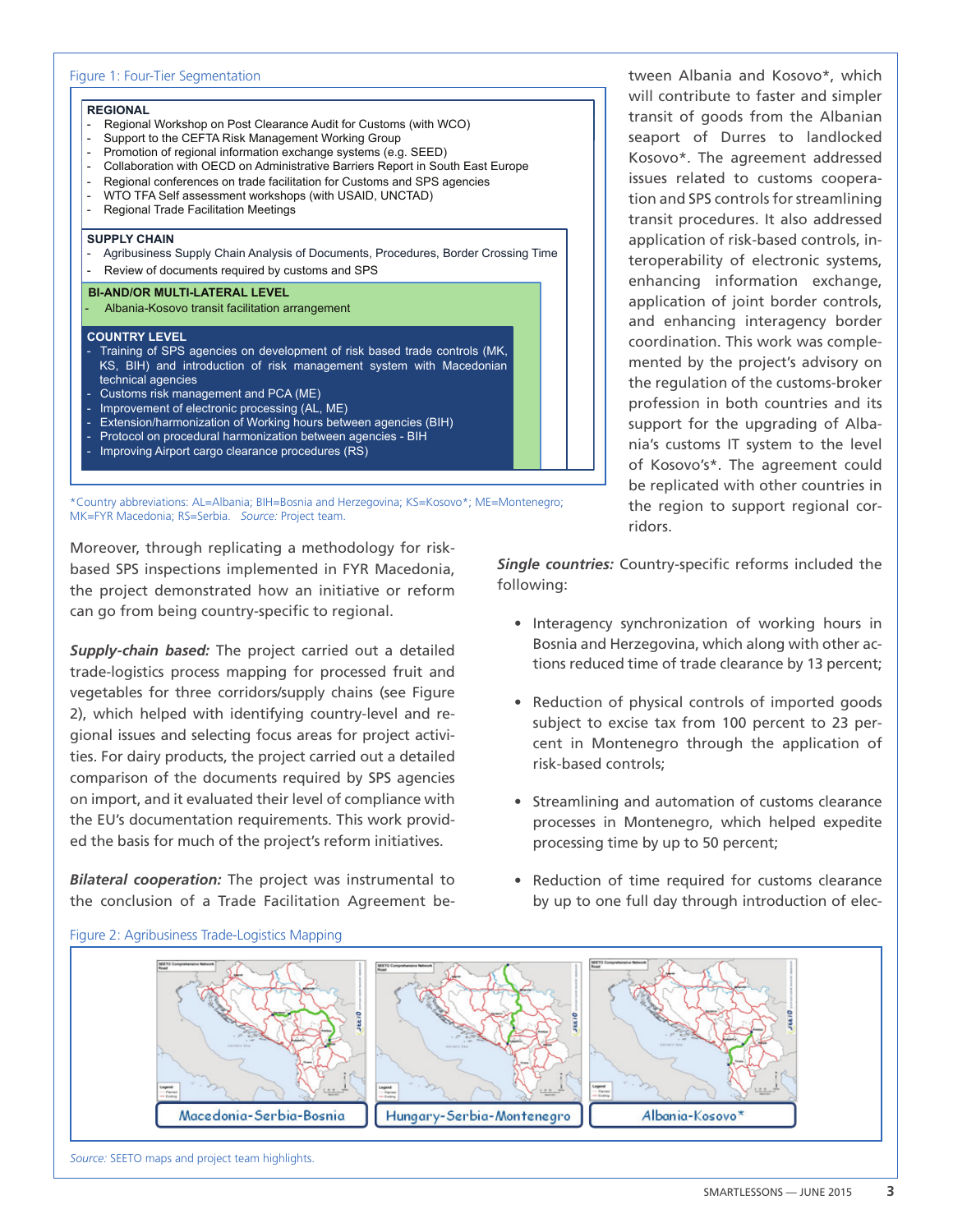Figure 1: Four-Tier Segmentation

**REGIONAL**
- Regional Workshop on Post Clearance Audit for Customs (with WCO)
- Support to the CEFTA Risk Management Working Group
- Promotion of regional information exchange systems (e.g. SEED)
- Collaboration with OECD on Administrative Barriers Report in South East Europe
- Regional conferences on trade facilitation for Customs and SPS agencies
- WTO TFA Self assessment workshops (with USAID, UNCTAD)
- Regional Trade Facilitation Meetings

**SUPPLY CHAIN**
- Agribusiness Supply Chain Analysis of Documents, Procedures, Border Crossing Time
- Review of documents required by customs and SPS

**BI-AND/OR MULTI-LATERAL LEVEL**
- Albania-Kosovo transit facilitation arrangement

**COUNTRY LEVEL**
- Training of SPS agencies on development of risk based trade controls (MK, KS, BIH) and introduction of risk management system with Macedonian technical agencies
- Customs risk management and PCA (ME)
- Improvement of electronic processing (AL, ME)
- Extension/harmonization of Working hours between agencies (BIH)
- Protocol on procedural harmonization between agencies - BIH
- Improving Airport cargo clearance procedures (RS)

*Country abbreviations: AL=Albania; BIH=Bosnia and Herzegovina; KS=Kosovo*; ME=Montenegro; MK=FYR Macedonia; RS=Serbia. *Source:* Project team.

Moreover, through replicating a methodology for risk-based SPS inspections implemented in FYR Macedonia, the project demonstrated how an initiative or reform can go from being country-specific to regional.

***Supply-chain based:*** The project carried out a detailed trade-logistics process mapping for processed fruit and vegetables for three corridors/supply chains (see Figure 2), which helped with identifying country-level and regional issues and selecting focus areas for project activities. For dairy products, the project carried out a detailed comparison of the documents required by SPS agencies on import, and it evaluated their level of compliance with the EU's documentation requirements. This work provided the basis for much of the project's reform initiatives.

***Bilateral cooperation:*** The project was instrumental to the conclusion of a Trade Facilitation Agreement between Albania and Kosovo*, which will contribute to faster and simpler transit of goods from the Albanian seaport of Durres to landlocked Kosovo*. The agreement addressed issues related to customs cooperation and SPS controls for streamlining transit procedures. It also addressed application of risk-based controls, interoperability of electronic systems, enhancing information exchange, application of joint border controls, and enhancing interagency border coordination. This work was complemented by the project's advisory on the regulation of the customs-broker profession in both countries and its support for the upgrading of Albania's customs IT system to the level of Kosovo's*. The agreement could be replicated with other countries in the region to support regional corridors.

***Single countries:*** Country-specific reforms included the following:

- Interagency synchronization of working hours in Bosnia and Herzegovina, which along with other actions reduced time of trade clearance by 13 percent;
- Reduction of physical controls of imported goods subject to excise tax from 100 percent to 23 percent in Montenegro through the application of risk-based controls;
- Streamlining and automation of customs clearance processes in Montenegro, which helped expedite processing time by up to 50 percent;
- Reduction of time required for customs clearance by up to one full day through introduction of elec-

Figure 2: Agribusiness Trade-Logistics Mapping

Macedonia-Serbia-Bosnia | Hungary-Serbia-Montenegro | Albania-Kosovo*

*Source:* SEETO maps and project team highlights.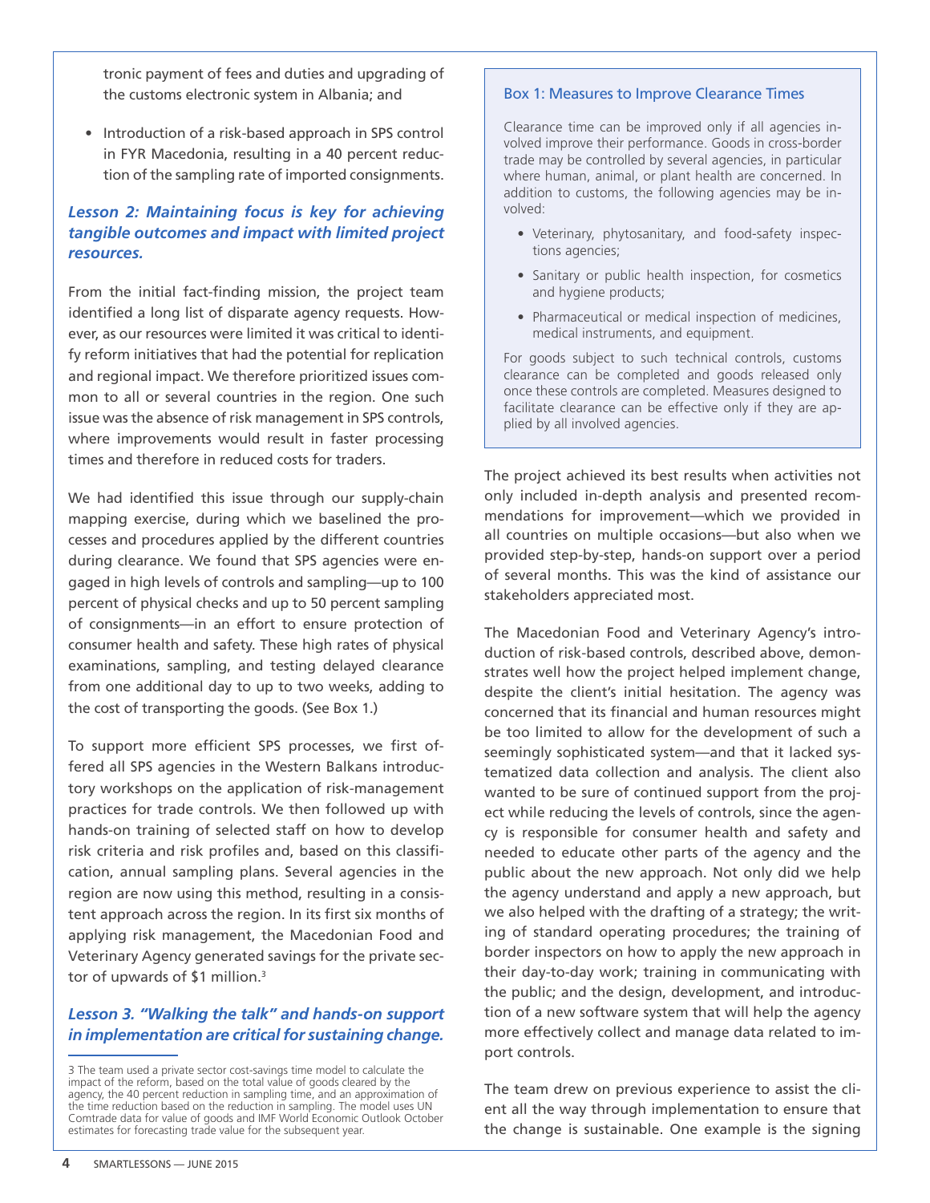tronic payment of fees and duties and upgrading of the customs electronic system in Albania; and

- Introduction of a risk-based approach in SPS control in FYR Macedonia, resulting in a 40 percent reduction of the sampling rate of imported consignments.

### *Lesson 2: Maintaining focus is key for achieving tangible outcomes and impact with limited project resources.*

From the initial fact-finding mission, the project team identified a long list of disparate agency requests. However, as our resources were limited it was critical to identify reform initiatives that had the potential for replication and regional impact. We therefore prioritized issues common to all or several countries in the region. One such issue was the absence of risk management in SPS controls, where improvements would result in faster processing times and therefore in reduced costs for traders.

We had identified this issue through our supply-chain mapping exercise, during which we baselined the processes and procedures applied by the different countries during clearance. We found that SPS agencies were engaged in high levels of controls and sampling—up to 100 percent of physical checks and up to 50 percent sampling of consignments—in an effort to ensure protection of consumer health and safety. These high rates of physical examinations, sampling, and testing delayed clearance from one additional day to up to two weeks, adding to the cost of transporting the goods. (See Box 1.)

To support more efficient SPS processes, we first offered all SPS agencies in the Western Balkans introductory workshops on the application of risk-management practices for trade controls. We then followed up with hands-on training of selected staff on how to develop risk criteria and risk profiles and, based on this classification, annual sampling plans. Several agencies in the region are now using this method, resulting in a consistent approach across the region. In its first six months of applying risk management, the Macedonian Food and Veterinary Agency generated savings for the private sector of upwards of $1 million.[3]

### *Lesson 3. "Walking the talk" and hands-on support in implementation are critical for sustaining change.*

> **Box 1: Measures to Improve Clearance Times**
>
> Clearance time can be improved only if all agencies involved improve their performance. Goods in cross-border trade may be controlled by several agencies, in particular where human, animal, or plant health are concerned. In addition to customs, the following agencies may be involved:
>
> - Veterinary, phytosanitary, and food-safety inspections agencies;
> - Sanitary or public health inspection, for cosmetics and hygiene products;
> - Pharmaceutical or medical inspection of medicines, medical instruments, and equipment.
>
> For goods subject to such technical controls, customs clearance can be completed and goods released only once these controls are completed. Measures designed to facilitate clearance can be effective only if they are applied by all involved agencies.

The project achieved its best results when activities not only included in-depth analysis and presented recommendations for improvement—which we provided in all countries on multiple occasions—but also when we provided step-by-step, hands-on support over a period of several months. This was the kind of assistance our stakeholders appreciated most.

The Macedonian Food and Veterinary Agency's introduction of risk-based controls, described above, demonstrates well how the project helped implement change, despite the client's initial hesitation. The agency was concerned that its financial and human resources might be too limited to allow for the development of such a seemingly sophisticated system—and that it lacked systematized data collection and analysis. The client also wanted to be sure of continued support from the project while reducing the levels of controls, since the agency is responsible for consumer health and safety and needed to educate other parts of the agency and the public about the new approach. Not only did we help the agency understand and apply a new approach, but we also helped with the drafting of a strategy; the writing of standard operating procedures; the training of border inspectors on how to apply the new approach in their day-to-day work; training in communicating with the public; and the design, development, and introduction of a new software system that will help the agency more effectively collect and manage data related to import controls.

The team drew on previous experience to assist the client all the way through implementation to ensure that the change is sustainable. One example is the signing

---

[3] The team used a private sector cost-savings time model to calculate the impact of the reform, based on the total value of goods cleared by the agency, the 40 percent reduction in sampling time, and an approximation of the time reduction based on the reduction in sampling. The model uses UN Comtrade data for value of goods and IMF World Economic Outlook October estimates for forecasting trade value for the subsequent year.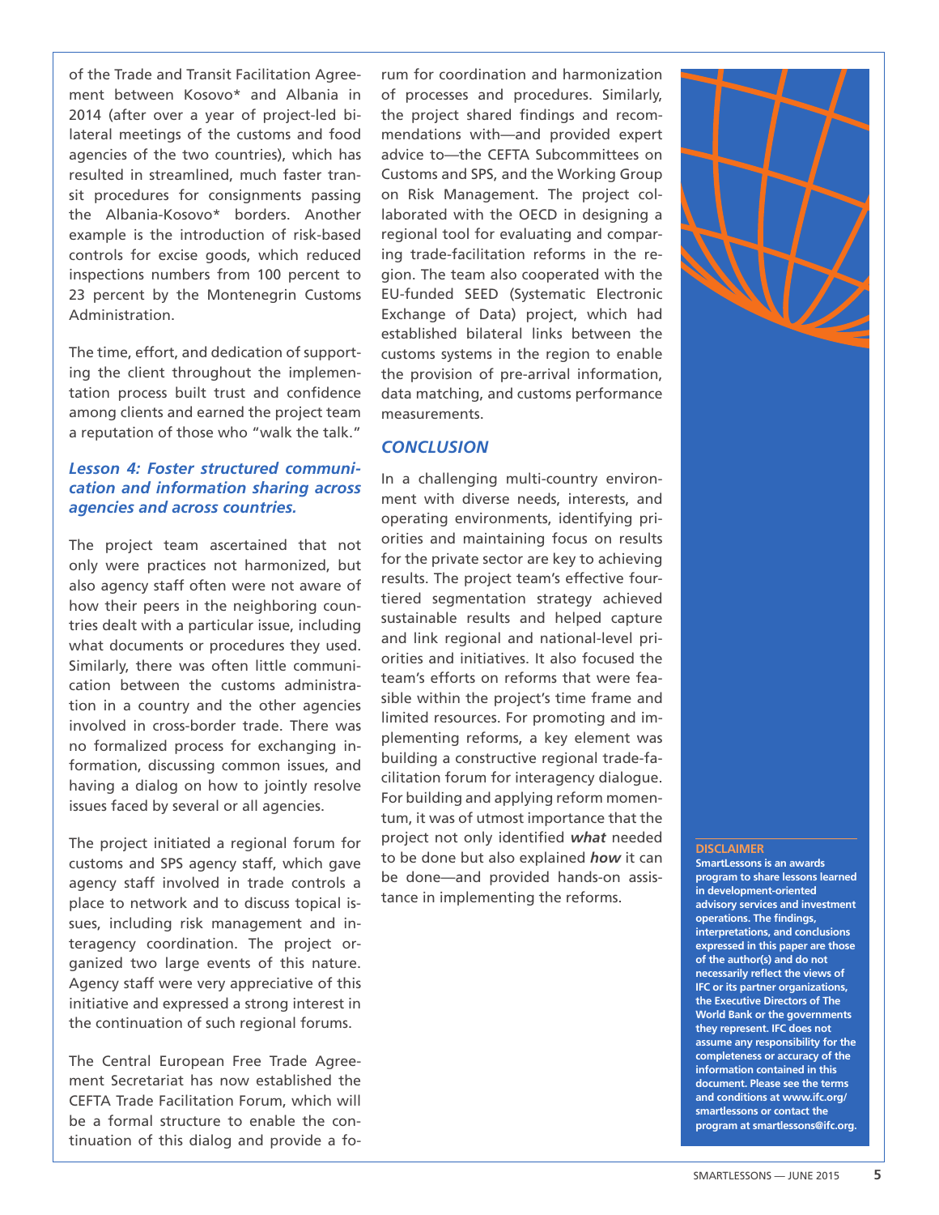of the Trade and Transit Facilitation Agreement between Kosovo* and Albania in 2014 (after over a year of project-led bilateral meetings of the customs and food agencies of the two countries), which has resulted in streamlined, much faster transit procedures for consignments passing the Albania-Kosovo* borders. Another example is the introduction of risk-based controls for excise goods, which reduced inspections numbers from 100 percent to 23 percent by the Montenegrin Customs Administration.

The time, effort, and dedication of supporting the client throughout the implementation process built trust and confidence among clients and earned the project team a reputation of those who "walk the talk."

### *Lesson 4: Foster structured communication and information sharing across agencies and across countries.*

The project team ascertained that not only were practices not harmonized, but also agency staff often were not aware of how their peers in the neighboring countries dealt with a particular issue, including what documents or procedures they used. Similarly, there was often little communication between the customs administration in a country and the other agencies involved in cross-border trade. There was no formalized process for exchanging information, discussing common issues, and having a dialog on how to jointly resolve issues faced by several or all agencies.

The project initiated a regional forum for customs and SPS agency staff, which gave agency staff involved in trade controls a place to network and to discuss topical issues, including risk management and interagency coordination. The project organized two large events of this nature. Agency staff were very appreciative of this initiative and expressed a strong interest in the continuation of such regional forums.

The Central European Free Trade Agreement Secretariat has now established the CEFTA Trade Facilitation Forum, which will be a formal structure to enable the continuation of this dialog and provide a forum for coordination and harmonization of processes and procedures. Similarly, the project shared findings and recommendations with—and provided expert advice to—the CEFTA Subcommittees on Customs and SPS, and the Working Group on Risk Management. The project collaborated with the OECD in designing a regional tool for evaluating and comparing trade-facilitation reforms in the region. The team also cooperated with the EU-funded SEED (Systematic Electronic Exchange of Data) project, which had established bilateral links between the customs systems in the region to enable the provision of pre-arrival information, data matching, and customs performance measurements.

## *CONCLUSION*

In a challenging multi-country environment with diverse needs, interests, and operating environments, identifying priorities and maintaining focus on results for the private sector are key to achieving results. The project team's effective four-tiered segmentation strategy achieved sustainable results and helped capture and link regional and national-level priorities and initiatives. It also focused the team's efforts on reforms that were feasible within the project's time frame and limited resources. For promoting and implementing reforms, a key element was building a constructive regional trade-facilitation forum for interagency dialogue. For building and applying reform momentum, it was of utmost importance that the project not only identified ***what*** needed to be done but also explained ***how*** it can be done—and provided hands-on assistance in implementing the reforms.

**DISCLAIMER**

**SmartLessons is an awards program to share lessons learned in development-oriented advisory services and investment operations. The findings, interpretations, and conclusions expressed in this paper are those of the author(s) and do not necessarily reflect the views of IFC or its partner organizations, the Executive Directors of The World Bank or the governments they represent. IFC does not assume any responsibility for the completeness or accuracy of the information contained in this document. Please see the terms and conditions at www.ifc.org/smartlessons or contact the program at smartlessons@ifc.org.**